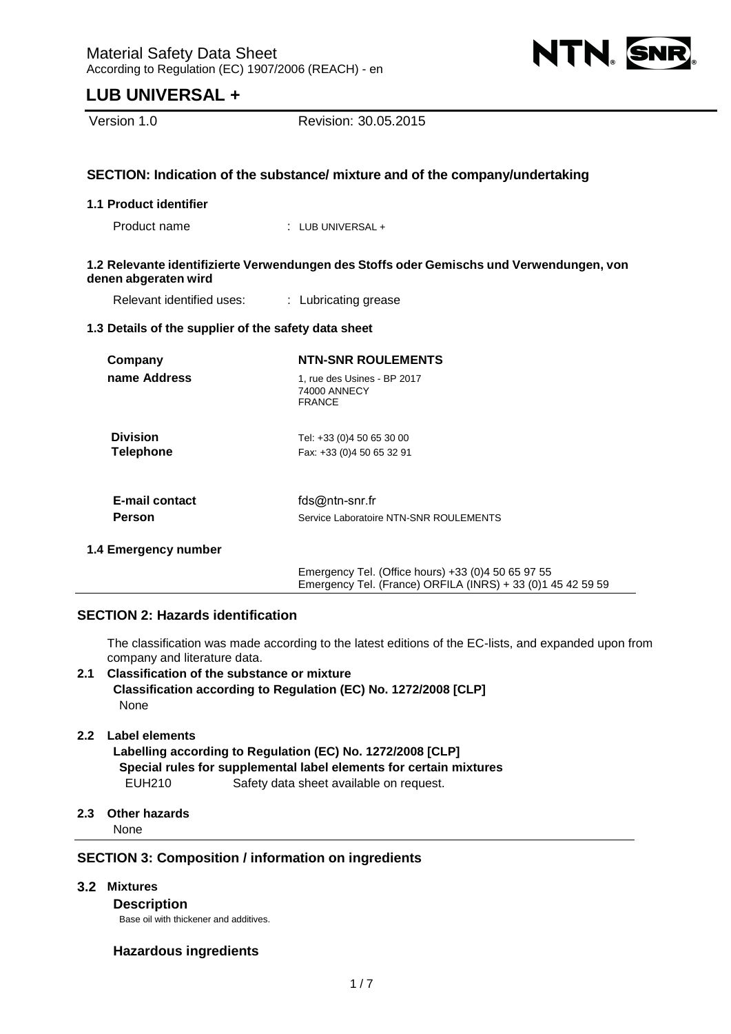# Material Safety Data Sheet

According to Regulation (EC) 1907/2006 (REACH) - en

# LUB UNIVERSAL +

Version 1.0 Revision: 30.05.2015

## SECTION: Indication of the substance/ mixture and of the company/undertaking

### 1.1 Product identifier

Product name : LUB UNIVERSAL +

### 1.2 Relevante identifizierte Verwendungen des Stoffs oder Gemischs und Verwendungen, von denen abgeraten wird

Relevant identified uses: : Lubricating grease

### 1.3 Details of the supplier of the safety data sheet

| | |
|---|---|
| **Company name Address** | **NTN-SNR ROULEMENTS**<br>1, rue des Usines - BP 2017<br>74000 ANNECY<br>FRANCE |
| **Division Telephone** | Tel: +33 (0)4 50 65 30 00<br>Fax: +33 (0)4 50 65 32 91 |
| **E-mail contact Person** | fds@ntn-snr.fr<br>Service Laboratoire NTN-SNR ROULEMENTS |

### 1.4 Emergency number

Emergency Tel. (Office hours) +33 (0)4 50 65 97 55
Emergency Tel. (France) ORFILA (INRS) + 33 (0)1 45 42 59 59

## SECTION 2: Hazards identification

The classification was made according to the latest editions of the EC-lists, and expanded upon from company and literature data.

### 2.1 Classification of the substance or mixture

**Classification according to Regulation (EC) No. 1272/2008 [CLP]**

None

### 2.2 Label elements

**Labelling according to Regulation (EC) No. 1272/2008 [CLP]**

**Special rules for supplemental label elements for certain mixtures**

EUH210 Safety data sheet available on request.

### 2.3 Other hazards

None

## SECTION 3: Composition / information on ingredients

### 3.2 Mixtures

**Description**

Base oil with thickener and additives.

**Hazardous ingredients**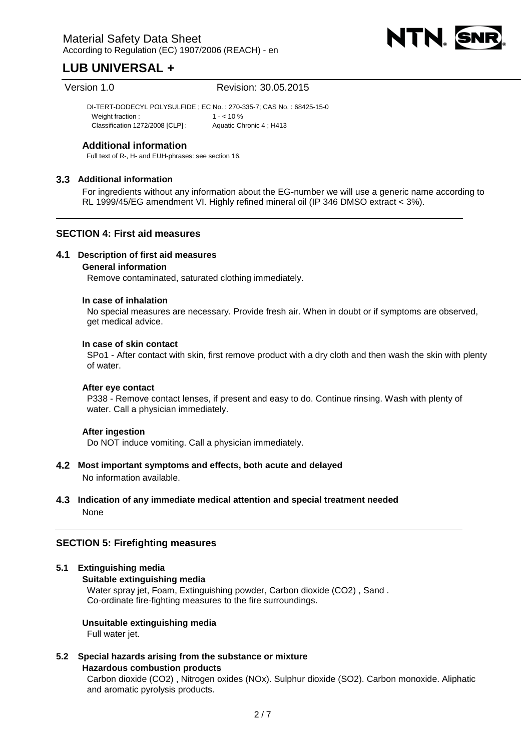DI-TERT-DODECYL POLYSULFIDE ; EC No. : 270-335-7; CAS No. : 68425-15-0

Weight fraction : 1 - < 10 %

Classification 1272/2008 [CLP] : Aquatic Chronic 4 ; H413

### Additional information

Full text of R-, H- and EUH-phrases: see section 16.

### 3.3 Additional information

For ingredients without any information about the EG-number we will use a generic name according to RL 1999/45/EG amendment VI. Highly refined mineral oil (IP 346 DMSO extract < 3%).

## SECTION 4: First aid measures

### 4.1 Description of first aid measures

**General information**

Remove contaminated, saturated clothing immediately.

**In case of inhalation**

No special measures are necessary. Provide fresh air. When in doubt or if symptoms are observed, get medical advice.

**In case of skin contact**

SPo1 - After contact with skin, first remove product with a dry cloth and then wash the skin with plenty of water.

**After eye contact**

P338 - Remove contact lenses, if present and easy to do. Continue rinsing. Wash with plenty of water. Call a physician immediately.

**After ingestion**

Do NOT induce vomiting. Call a physician immediately.

### 4.2 Most important symptoms and effects, both acute and delayed

No information available.

### 4.3 Indication of any immediate medical attention and special treatment needed

None

## SECTION 5: Firefighting measures

### 5.1 Extinguishing media

**Suitable extinguishing media**

Water spray jet, Foam, Extinguishing powder, Carbon dioxide ($CO_2$) , Sand .
Co-ordinate fire-fighting measures to the fire surroundings.

**Unsuitable extinguishing media**

Full water jet.

### 5.2 Special hazards arising from the substance or mixture

**Hazardous combustion products**

Carbon dioxide ($CO_2$) , Nitrogen oxides ($NO_x$). Sulphur dioxide ($SO_2$). Carbon monoxide. Aliphatic and aromatic pyrolysis products.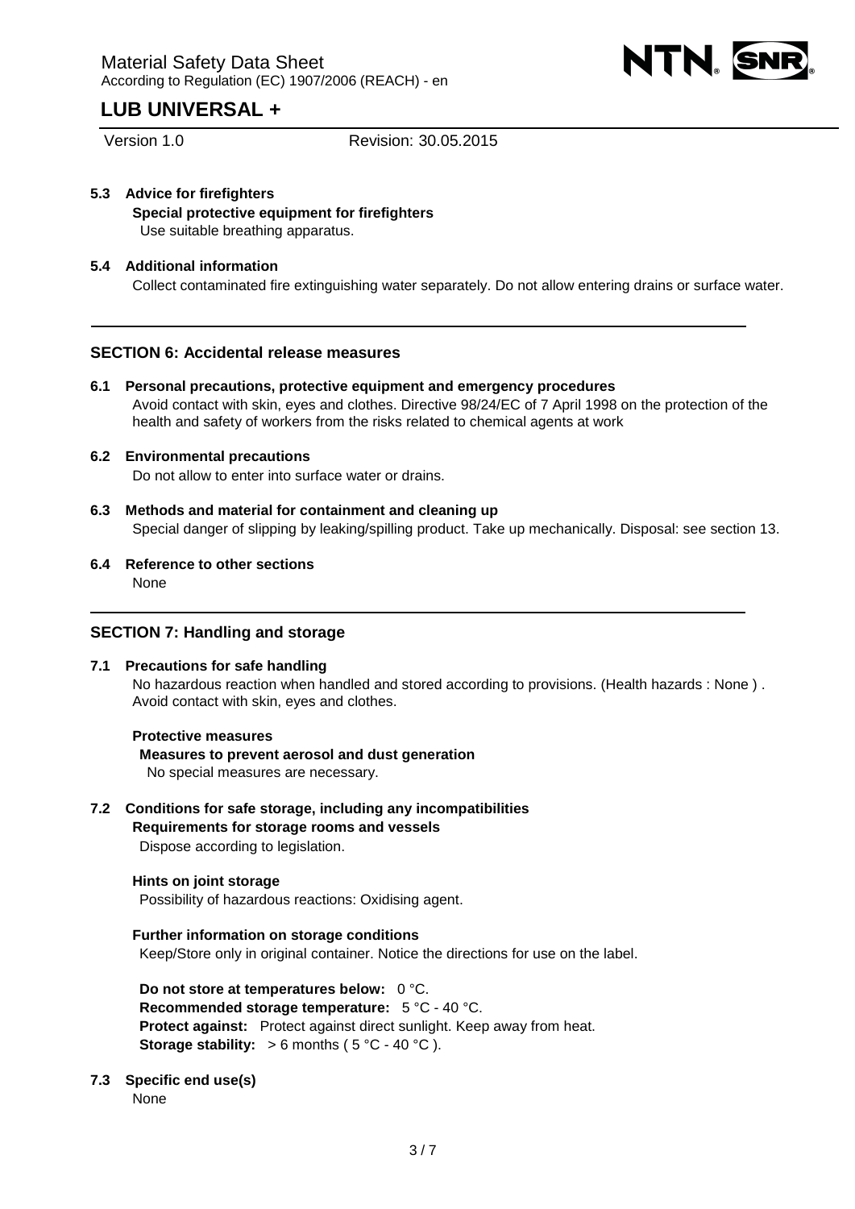### 5.3 Advice for firefighters

**Special protective equipment for firefighters**

Use suitable breathing apparatus.

### 5.4 Additional information

Collect contaminated fire extinguishing water separately. Do not allow entering drains or surface water.

## SECTION 6: Accidental release measures

### 6.1 Personal precautions, protective equipment and emergency procedures

Avoid contact with skin, eyes and clothes. Directive 98/24/EC of 7 April 1998 on the protection of the health and safety of workers from the risks related to chemical agents at work

### 6.2 Environmental precautions

Do not allow to enter into surface water or drains.

### 6.3 Methods and material for containment and cleaning up

Special danger of slipping by leaking/spilling product. Take up mechanically. Disposal: see section 13.

### 6.4 Reference to other sections

None

## SECTION 7: Handling and storage

### 7.1 Precautions for safe handling

No hazardous reaction when handled and stored according to provisions. (Health hazards : None ) . Avoid contact with skin, eyes and clothes.

**Protective measures**

**Measures to prevent aerosol and dust generation**

No special measures are necessary.

### 7.2 Conditions for safe storage, including any incompatibilities

**Requirements for storage rooms and vessels**

Dispose according to legislation.

**Hints on joint storage**

Possibility of hazardous reactions: Oxidising agent.

**Further information on storage conditions**

Keep/Store only in original container. Notice the directions for use on the label.

**Do not store at temperatures below:** 0 °C.
**Recommended storage temperature:** 5 °C - 40 °C.
**Protect against:** Protect against direct sunlight. Keep away from heat.
**Storage stability:** > 6 months ( 5 °C - 40 °C ).

### 7.3 Specific end use(s)

None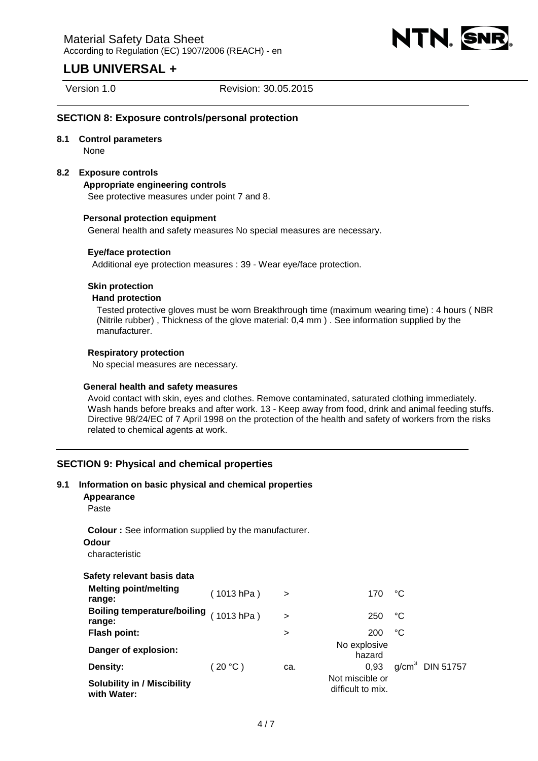## SECTION 8: Exposure controls/personal protection

### 8.1 Control parameters

None

### 8.2 Exposure controls

**Appropriate engineering controls**

See protective measures under point 7 and 8.

**Personal protection equipment**

General health and safety measures No special measures are necessary.

**Eye/face protection**

Additional eye protection measures : 39 - Wear eye/face protection.

**Skin protection**

**Hand protection**

Tested protective gloves must be worn Breakthrough time (maximum wearing time) : 4 hours ( NBR (Nitrile rubber) , Thickness of the glove material: 0,4 mm ) . See information supplied by the manufacturer.

**Respiratory protection**

No special measures are necessary.

**General health and safety measures**

Avoid contact with skin, eyes and clothes. Remove contaminated, saturated clothing immediately. Wash hands before breaks and after work. 13 - Keep away from food, drink and animal feeding stuffs. Directive 98/24/EC of 7 April 1998 on the protection of the health and safety of workers from the risks related to chemical agents at work.

## SECTION 9: Physical and chemical properties

### 9.1 Information on basic physical and chemical properties

**Appearance**

Paste

**Colour :** See information supplied by the manufacturer.

**Odour**

characteristic

**Safety relevant basis data**

| | | | | | |
|---|---|---|---|---|---|
| **Melting point/melting range:** | ( 1013 hPa ) | > | 170 | °C | |
| **Boiling temperature/boiling range:** | ( 1013 hPa ) | > | 250 | °C | |
| **Flash point:** | | > | 200 | °C | |
| **Danger of explosion:** | | | No explosive hazard | | |
| **Density:** | ( 20 °C ) | ca. | 0,93 | $g/cm^3$ | DIN 51757 |
| **Solubility in / Miscibility with Water:** | | | Not miscible or difficult to mix. | | |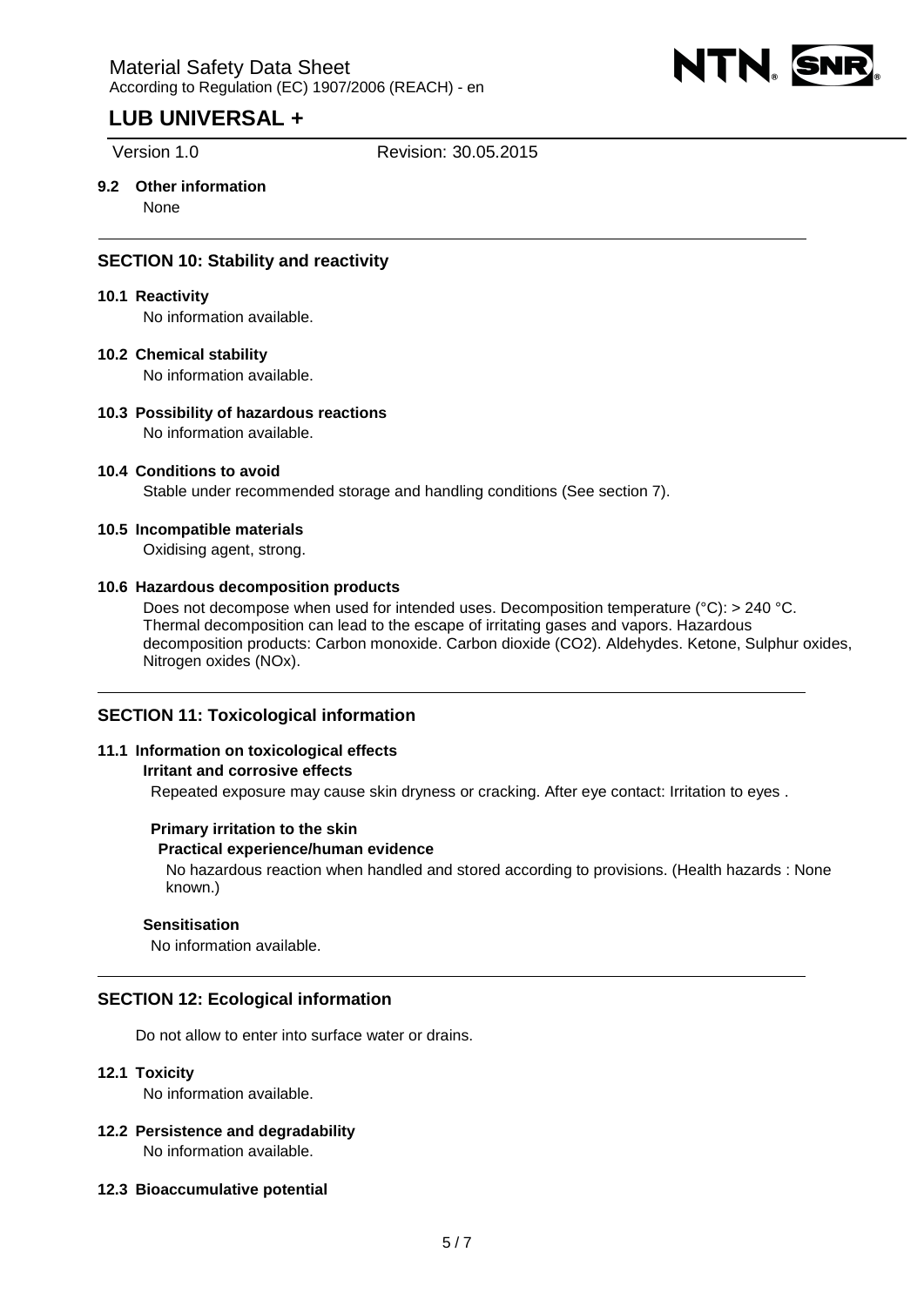**9.2 Other information**

None

## SECTION 10: Stability and reactivity

**10.1 Reactivity**

No information available.

**10.2 Chemical stability**

No information available.

**10.3 Possibility of hazardous reactions**

No information available.

**10.4 Conditions to avoid**

Stable under recommended storage and handling conditions (See section 7).

**10.5 Incompatible materials**

Oxidising agent, strong.

**10.6 Hazardous decomposition products**

Does not decompose when used for intended uses. Decomposition temperature (°C): > 240 °C. Thermal decomposition can lead to the escape of irritating gases and vapors. Hazardous decomposition products: Carbon monoxide. Carbon dioxide ($CO_2$). Aldehydes. Ketone, Sulphur oxides, Nitrogen oxides ($NO_x$).

## SECTION 11: Toxicological information

**11.1 Information on toxicological effects**

**Irritant and corrosive effects**

Repeated exposure may cause skin dryness or cracking. After eye contact: Irritation to eyes .

**Primary irritation to the skin**

**Practical experience/human evidence**

No hazardous reaction when handled and stored according to provisions. (Health hazards : None known.)

**Sensitisation**

No information available.

## SECTION 12: Ecological information

Do not allow to enter into surface water or drains.

**12.1 Toxicity**

No information available.

**12.2 Persistence and degradability**

No information available.

**12.3 Bioaccumulative potential**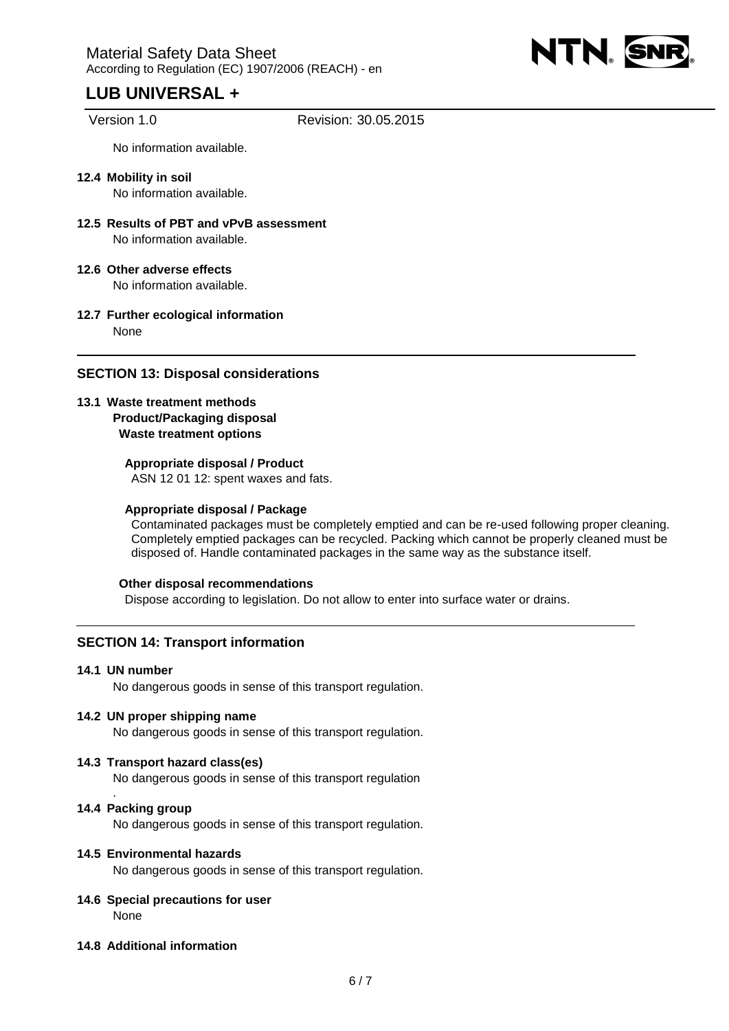No information available.

**12.4 Mobility in soil**

No information available.

**12.5 Results of PBT and vPvB assessment**

No information available.

**12.6 Other adverse effects**

No information available.

**12.7 Further ecological information**

None

## SECTION 13: Disposal considerations

**13.1 Waste treatment methods**

**Product/Packaging disposal**

**Waste treatment options**

**Appropriate disposal / Product**

ASN 12 01 12: spent waxes and fats.

**Appropriate disposal / Package**

Contaminated packages must be completely emptied and can be re-used following proper cleaning. Completely emptied packages can be recycled. Packing which cannot be properly cleaned must be disposed of. Handle contaminated packages in the same way as the substance itself.

**Other disposal recommendations**

Dispose according to legislation. Do not allow to enter into surface water or drains.

## SECTION 14: Transport information

**14.1 UN number**

No dangerous goods in sense of this transport regulation.

**14.2 UN proper shipping name**

No dangerous goods in sense of this transport regulation.

**14.3 Transport hazard class(es)**

No dangerous goods in sense of this transport regulation
.

**14.4 Packing group**

No dangerous goods in sense of this transport regulation.

**14.5 Environmental hazards**

No dangerous goods in sense of this transport regulation.

**14.6 Special precautions for user**

None

**14.8 Additional information**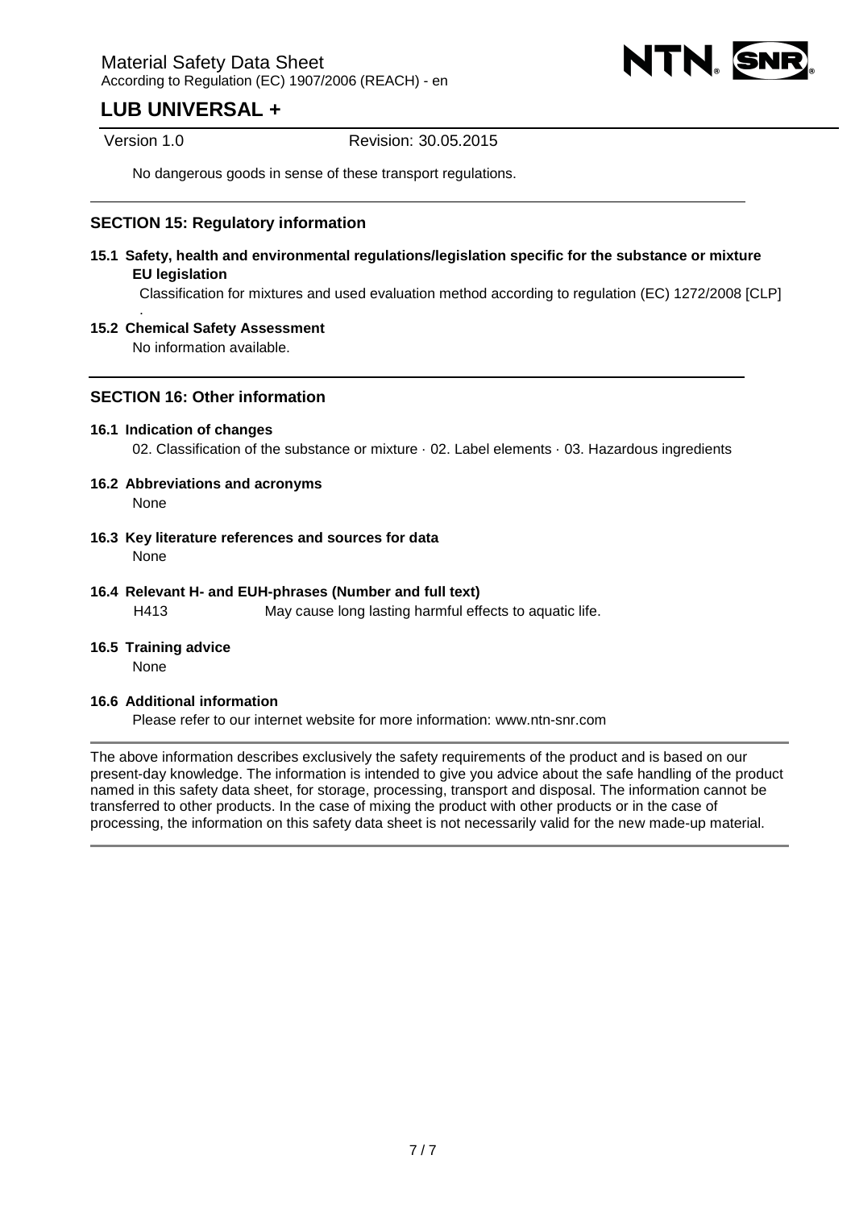No dangerous goods in sense of these transport regulations.

## SECTION 15: Regulatory information

**15.1 Safety, health and environmental regulations/legislation specific for the substance or mixture**
**EU legislation**

Classification for mixtures and used evaluation method according to regulation (EC) 1272/2008 [CLP]
.

**15.2 Chemical Safety Assessment**

No information available.

## SECTION 16: Other information

**16.1 Indication of changes**

02. Classification of the substance or mixture · 02. Label elements · 03. Hazardous ingredients

**16.2 Abbreviations and acronyms**

None

**16.3 Key literature references and sources for data**

None

**16.4 Relevant H- and EUH-phrases (Number and full text)**

| | |
|---|---|
| H413 | May cause long lasting harmful effects to aquatic life. |

**16.5 Training advice**

None

**16.6 Additional information**

Please refer to our internet website for more information: www.ntn-snr.com

The above information describes exclusively the safety requirements of the product and is based on our present-day knowledge. The information is intended to give you advice about the safe handling of the product named in this safety data sheet, for storage, processing, transport and disposal. The information cannot be transferred to other products. In the case of mixing the product with other products or in the case of processing, the information on this safety data sheet is not necessarily valid for the new made-up material.